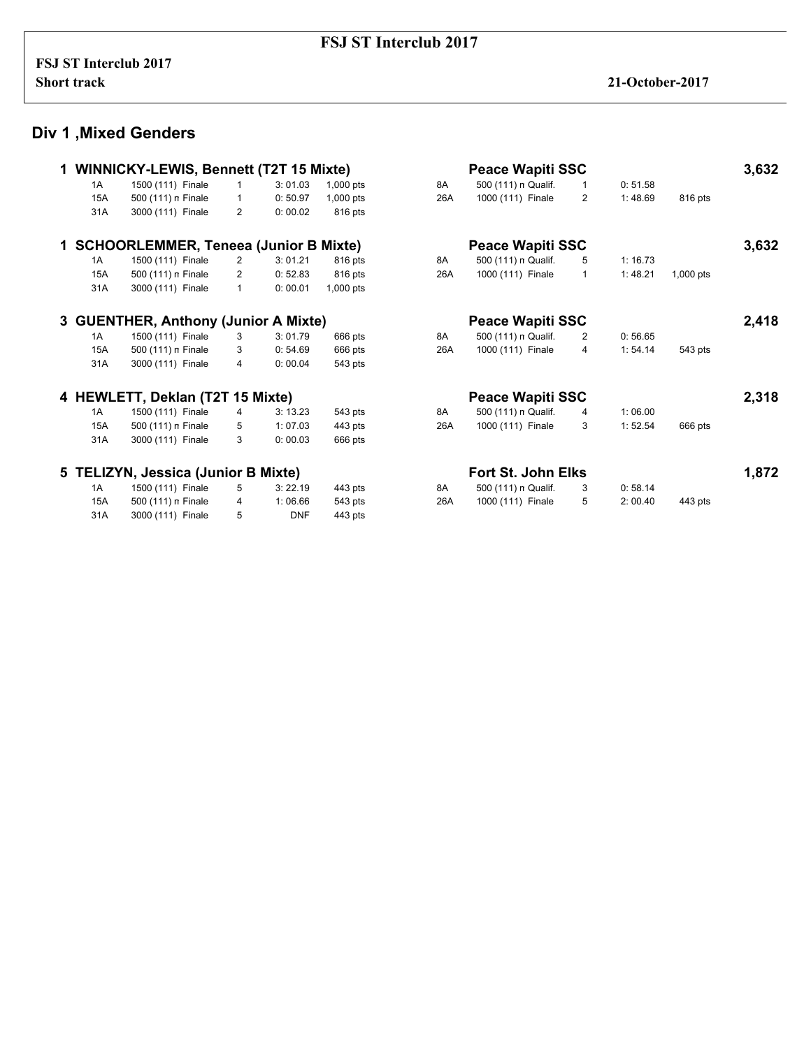# FSJ ST Interclub 2017

**FSJ ST Interclub 2017**
**Short track** 21-October-2017

## Div 1 ,Mixed Genders

### 1 WINNICKY-LEWIS, Bennett (T2T 15 Mixte) — Peace Wapiti SSC — 3,632

| | | | | | | | | | |
|---|---|---|---|---|---|---|---|---|---|
| 1A | 1500 (111) Finale | 1 | 3: 01.03 | 1,000 pts | 8A | 500 (111) n Qualif. | 1 | 0: 51.58 | |
| 15A | 500 (111) n Finale | 1 | 0: 50.97 | 1,000 pts | 26A | 1000 (111) Finale | 2 | 1: 48.69 | 816 pts |
| 31A | 3000 (111) Finale | 2 | 0: 00.02 | 816 pts | | | | | |

### 1 SCHOORLEMMER, Teneea (Junior B Mixte) — Peace Wapiti SSC — 3,632

| | | | | | | | | | |
|---|---|---|---|---|---|---|---|---|---|
| 1A | 1500 (111) Finale | 2 | 3: 01.21 | 816 pts | 8A | 500 (111) n Qualif. | 5 | 1: 16.73 | |
| 15A | 500 (111) n Finale | 2 | 0: 52.83 | 816 pts | 26A | 1000 (111) Finale | 1 | 1: 48.21 | 1,000 pts |
| 31A | 3000 (111) Finale | 1 | 0: 00.01 | 1,000 pts | | | | | |

### 3 GUENTHER, Anthony (Junior A Mixte) — Peace Wapiti SSC — 2,418

| | | | | | | | | | |
|---|---|---|---|---|---|---|---|---|---|
| 1A | 1500 (111) Finale | 3 | 3: 01.79 | 666 pts | 8A | 500 (111) n Qualif. | 2 | 0: 56.65 | |
| 15A | 500 (111) n Finale | 3 | 0: 54.69 | 666 pts | 26A | 1000 (111) Finale | 4 | 1: 54.14 | 543 pts |
| 31A | 3000 (111) Finale | 4 | 0: 00.04 | 543 pts | | | | | |

### 4 HEWLETT, Deklan (T2T 15 Mixte) — Peace Wapiti SSC — 2,318

| | | | | | | | | | |
|---|---|---|---|---|---|---|---|---|---|
| 1A | 1500 (111) Finale | 4 | 3: 13.23 | 543 pts | 8A | 500 (111) n Qualif. | 4 | 1: 06.00 | |
| 15A | 500 (111) n Finale | 5 | 1: 07.03 | 443 pts | 26A | 1000 (111) Finale | 3 | 1: 52.54 | 666 pts |
| 31A | 3000 (111) Finale | 3 | 0: 00.03 | 666 pts | | | | | |

### 5 TELIZYN, Jessica (Junior B Mixte) — Fort St. John Elks — 1,872

| | | | | | | | | | |
|---|---|---|---|---|---|---|---|---|---|
| 1A | 1500 (111) Finale | 5 | 3: 22.19 | 443 pts | 8A | 500 (111) n Qualif. | 3 | 0: 58.14 | |
| 15A | 500 (111) n Finale | 4 | 1: 06.66 | 543 pts | 26A | 1000 (111) Finale | 5 | 2: 00.40 | 443 pts |
| 31A | 3000 (111) Finale | 5 | DNF | 443 pts | | | | | |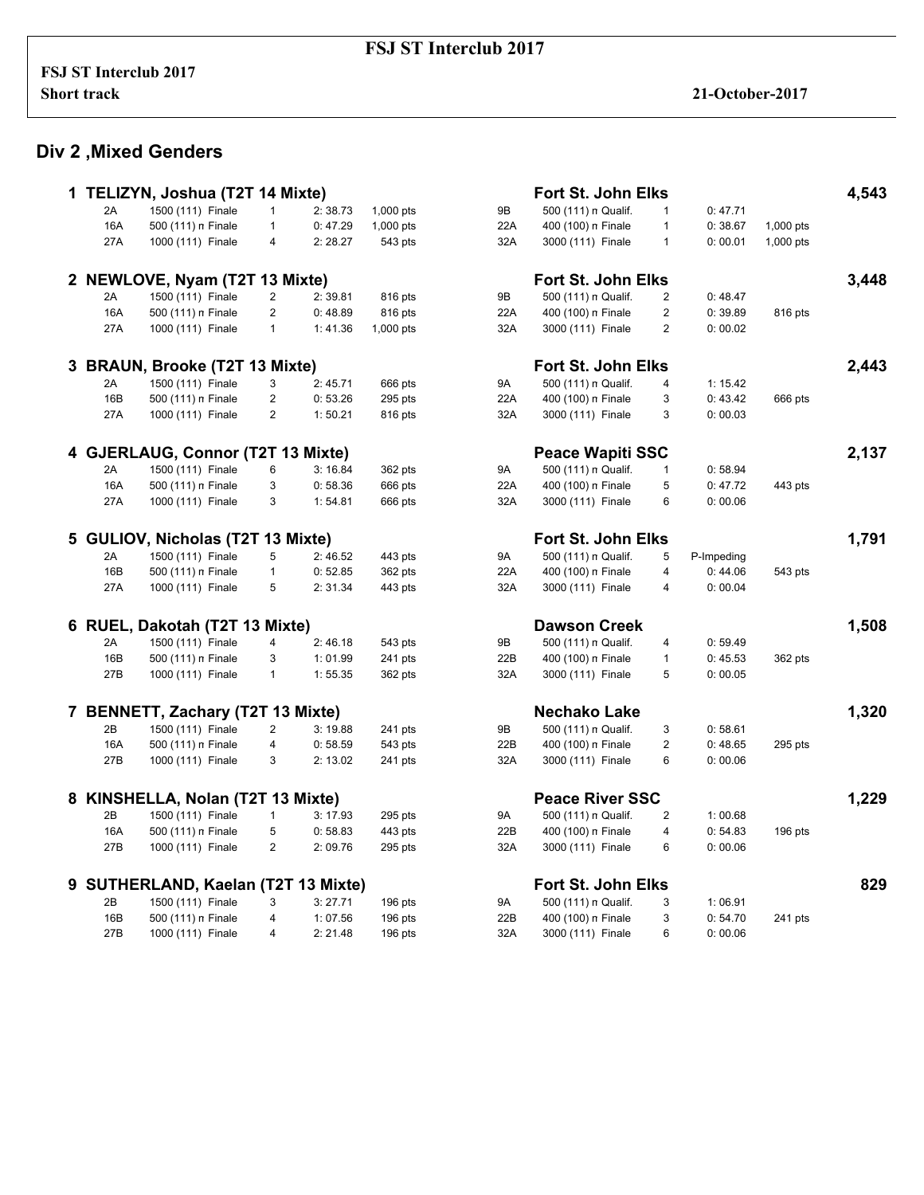# FSJ ST Interclub 2017

**FSJ ST Interclub 2017**
**Short track** — **21-October-2017**

## Div 2 ,Mixed Genders

### 1 TELIZYN, Joshua (T2T 14 Mixte) — Fort St. John Elks — 4,543

| Race | Distance | Place | Time | Points | Race | Distance | Place | Time | Points |
|---|---|---|---|---|---|---|---|---|---|
| 2A | 1500 (111) Finale | 1 | 2: 38.73 | 1,000 pts | 9B | 500 (111) ռ Qualif. | 1 | 0: 47.71 | |
| 16A | 500 (111) ռ Finale | 1 | 0: 47.29 | 1,000 pts | 22A | 400 (100) ռ Finale | 1 | 0: 38.67 | 1,000 pts |
| 27A | 1000 (111) Finale | 4 | 2: 28.27 | 543 pts | 32A | 3000 (111) Finale | 1 | 0: 00.01 | 1,000 pts |

### 2 NEWLOVE, Nyam (T2T 13 Mixte) — Fort St. John Elks — 3,448

| Race | Distance | Place | Time | Points | Race | Distance | Place | Time | Points |
|---|---|---|---|---|---|---|---|---|---|
| 2A | 1500 (111) Finale | 2 | 2: 39.81 | 816 pts | 9B | 500 (111) ռ Qualif. | 2 | 0: 48.47 | |
| 16A | 500 (111) ռ Finale | 2 | 0: 48.89 | 816 pts | 22A | 400 (100) ռ Finale | 2 | 0: 39.89 | 816 pts |
| 27A | 1000 (111) Finale | 1 | 1: 41.36 | 1,000 pts | 32A | 3000 (111) Finale | 2 | 0: 00.02 | |

### 3 BRAUN, Brooke (T2T 13 Mixte) — Fort St. John Elks — 2,443

| Race | Distance | Place | Time | Points | Race | Distance | Place | Time | Points |
|---|---|---|---|---|---|---|---|---|---|
| 2A | 1500 (111) Finale | 3 | 2: 45.71 | 666 pts | 9A | 500 (111) ռ Qualif. | 4 | 1: 15.42 | |
| 16B | 500 (111) ռ Finale | 2 | 0: 53.26 | 295 pts | 22A | 400 (100) ռ Finale | 3 | 0: 43.42 | 666 pts |
| 27A | 1000 (111) Finale | 2 | 1: 50.21 | 816 pts | 32A | 3000 (111) Finale | 3 | 0: 00.03 | |

### 4 GJERLAUG, Connor (T2T 13 Mixte) — Peace Wapiti SSC — 2,137

| Race | Distance | Place | Time | Points | Race | Distance | Place | Time | Points |
|---|---|---|---|---|---|---|---|---|---|
| 2A | 1500 (111) Finale | 6 | 3: 16.84 | 362 pts | 9A | 500 (111) ռ Qualif. | 1 | 0: 58.94 | |
| 16A | 500 (111) ռ Finale | 3 | 0: 58.36 | 666 pts | 22A | 400 (100) ռ Finale | 5 | 0: 47.72 | 443 pts |
| 27A | 1000 (111) Finale | 3 | 1: 54.81 | 666 pts | 32A | 3000 (111) Finale | 6 | 0: 00.06 | |

### 5 GULIOV, Nicholas (T2T 13 Mixte) — Fort St. John Elks — 1,791

| Race | Distance | Place | Time | Points | Race | Distance | Place | Time | Points |
|---|---|---|---|---|---|---|---|---|---|
| 2A | 1500 (111) Finale | 5 | 2: 46.52 | 443 pts | 9A | 500 (111) ռ Qualif. | 5 | P-Impeding | |
| 16B | 500 (111) ռ Finale | 1 | 0: 52.85 | 362 pts | 22A | 400 (100) ռ Finale | 4 | 0: 44.06 | 543 pts |
| 27A | 1000 (111) Finale | 5 | 2: 31.34 | 443 pts | 32A | 3000 (111) Finale | 4 | 0: 00.04 | |

### 6 RUEL, Dakotah (T2T 13 Mixte) — Dawson Creek — 1,508

| Race | Distance | Place | Time | Points | Race | Distance | Place | Time | Points |
|---|---|---|---|---|---|---|---|---|---|
| 2A | 1500 (111) Finale | 4 | 2: 46.18 | 543 pts | 9B | 500 (111) ռ Qualif. | 4 | 0: 59.49 | |
| 16B | 500 (111) ռ Finale | 3 | 1: 01.99 | 241 pts | 22B | 400 (100) ռ Finale | 1 | 0: 45.53 | 362 pts |
| 27B | 1000 (111) Finale | 1 | 1: 55.35 | 362 pts | 32A | 3000 (111) Finale | 5 | 0: 00.05 | |

### 7 BENNETT, Zachary (T2T 13 Mixte) — Nechako Lake — 1,320

| Race | Distance | Place | Time | Points | Race | Distance | Place | Time | Points |
|---|---|---|---|---|---|---|---|---|---|
| 2B | 1500 (111) Finale | 2 | 3: 19.88 | 241 pts | 9B | 500 (111) ռ Qualif. | 3 | 0: 58.61 | |
| 16A | 500 (111) ռ Finale | 4 | 0: 58.59 | 543 pts | 22B | 400 (100) ռ Finale | 2 | 0: 48.65 | 295 pts |
| 27B | 1000 (111) Finale | 3 | 2: 13.02 | 241 pts | 32A | 3000 (111) Finale | 6 | 0: 00.06 | |

### 8 KINSHELLA, Nolan (T2T 13 Mixte) — Peace River SSC — 1,229

| Race | Distance | Place | Time | Points | Race | Distance | Place | Time | Points |
|---|---|---|---|---|---|---|---|---|---|
| 2B | 1500 (111) Finale | 1 | 3: 17.93 | 295 pts | 9A | 500 (111) ռ Qualif. | 2 | 1: 00.68 | |
| 16A | 500 (111) ռ Finale | 5 | 0: 58.83 | 443 pts | 22B | 400 (100) ռ Finale | 4 | 0: 54.83 | 196 pts |
| 27B | 1000 (111) Finale | 2 | 2: 09.76 | 295 pts | 32A | 3000 (111) Finale | 6 | 0: 00.06 | |

### 9 SUTHERLAND, Kaelan (T2T 13 Mixte) — Fort St. John Elks — 829

| Race | Distance | Place | Time | Points | Race | Distance | Place | Time | Points |
|---|---|---|---|---|---|---|---|---|---|
| 2B | 1500 (111) Finale | 3 | 3: 27.71 | 196 pts | 9A | 500 (111) ռ Qualif. | 3 | 1: 06.91 | |
| 16B | 500 (111) ռ Finale | 4 | 1: 07.56 | 196 pts | 22B | 400 (100) ռ Finale | 3 | 0: 54.70 | 241 pts |
| 27B | 1000 (111) Finale | 4 | 2: 21.48 | 196 pts | 32A | 3000 (111) Finale | 6 | 0: 00.06 | |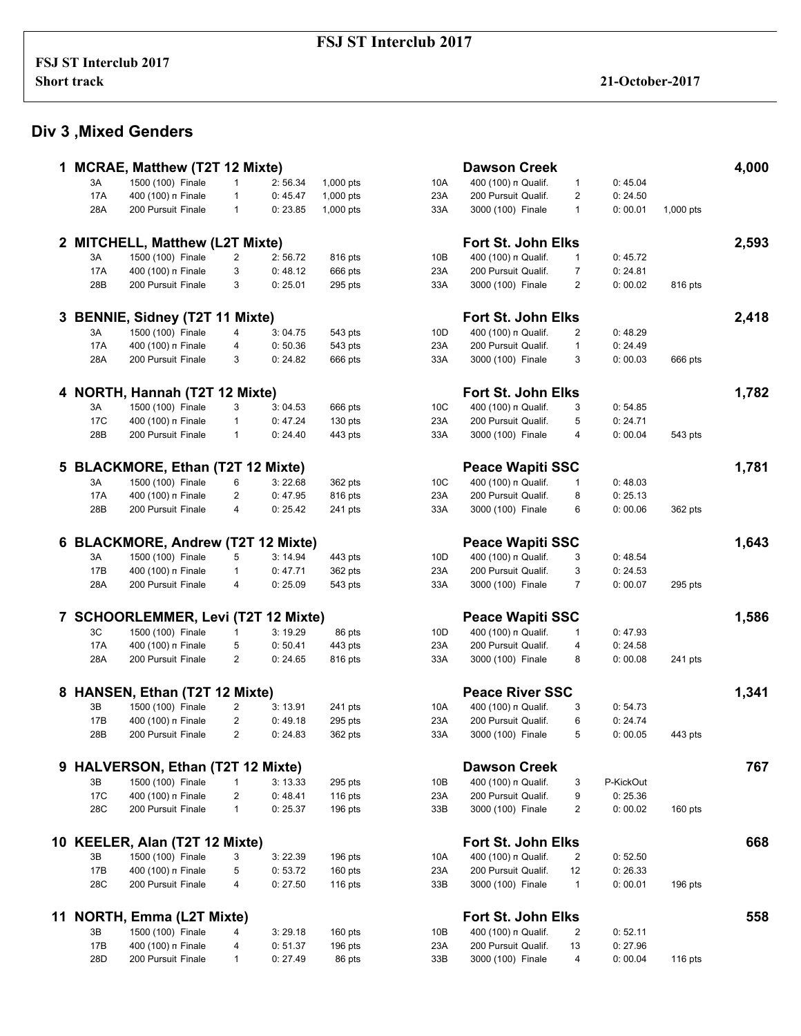## Div 3 ,Mixed Genders

### 1 MCRAE, Matthew (T2T 12 Mixte) — Dawson Creek — 4,000

| Race | Event | Place | Time | Points | Race | Event | Place | Time | Points |
|---|---|---|---|---|---|---|---|---|---|
| 3A | 1500 (100) Finale | 1 | 2: 56.34 | 1,000 pts | 10A | 400 (100) n Qualif. | 1 | 0: 45.04 | |
| 17A | 400 (100) n Finale | 1 | 0: 45.47 | 1,000 pts | 23A | 200 Pursuit Qualif. | 2 | 0: 24.50 | |
| 28A | 200 Pursuit Finale | 1 | 0: 23.85 | 1,000 pts | 33A | 3000 (100) Finale | 1 | 0: 00.01 | 1,000 pts |

### 2 MITCHELL, Matthew (L2T Mixte) — Fort St. John Elks — 2,593

| Race | Event | Place | Time | Points | Race | Event | Place | Time | Points |
|---|---|---|---|---|---|---|---|---|---|
| 3A | 1500 (100) Finale | 2 | 2: 56.72 | 816 pts | 10B | 400 (100) n Qualif. | 1 | 0: 45.72 | |
| 17A | 400 (100) n Finale | 3 | 0: 48.12 | 666 pts | 23A | 200 Pursuit Qualif. | 7 | 0: 24.81 | |
| 28B | 200 Pursuit Finale | 3 | 0: 25.01 | 295 pts | 33A | 3000 (100) Finale | 2 | 0: 00.02 | 816 pts |

### 3 BENNIE, Sidney (T2T 11 Mixte) — Fort St. John Elks — 2,418

| Race | Event | Place | Time | Points | Race | Event | Place | Time | Points |
|---|---|---|---|---|---|---|---|---|---|
| 3A | 1500 (100) Finale | 4 | 3: 04.75 | 543 pts | 10D | 400 (100) n Qualif. | 2 | 0: 48.29 | |
| 17A | 400 (100) n Finale | 4 | 0: 50.36 | 543 pts | 23A | 200 Pursuit Qualif. | 1 | 0: 24.49 | |
| 28A | 200 Pursuit Finale | 3 | 0: 24.82 | 666 pts | 33A | 3000 (100) Finale | 3 | 0: 00.03 | 666 pts |

### 4 NORTH, Hannah (T2T 12 Mixte) — Fort St. John Elks — 1,782

| Race | Event | Place | Time | Points | Race | Event | Place | Time | Points |
|---|---|---|---|---|---|---|---|---|---|
| 3A | 1500 (100) Finale | 3 | 3: 04.53 | 666 pts | 10C | 400 (100) n Qualif. | 3 | 0: 54.85 | |
| 17C | 400 (100) n Finale | 1 | 0: 47.24 | 130 pts | 23A | 200 Pursuit Qualif. | 5 | 0: 24.71 | |
| 28B | 200 Pursuit Finale | 1 | 0: 24.40 | 443 pts | 33A | 3000 (100) Finale | 4 | 0: 00.04 | 543 pts |

### 5 BLACKMORE, Ethan (T2T 12 Mixte) — Peace Wapiti SSC — 1,781

| Race | Event | Place | Time | Points | Race | Event | Place | Time | Points |
|---|---|---|---|---|---|---|---|---|---|
| 3A | 1500 (100) Finale | 6 | 3: 22.68 | 362 pts | 10C | 400 (100) n Qualif. | 1 | 0: 48.03 | |
| 17A | 400 (100) n Finale | 2 | 0: 47.95 | 816 pts | 23A | 200 Pursuit Qualif. | 8 | 0: 25.13 | |
| 28B | 200 Pursuit Finale | 4 | 0: 25.42 | 241 pts | 33A | 3000 (100) Finale | 6 | 0: 00.06 | 362 pts |

### 6 BLACKMORE, Andrew (T2T 12 Mixte) — Peace Wapiti SSC — 1,643

| Race | Event | Place | Time | Points | Race | Event | Place | Time | Points |
|---|---|---|---|---|---|---|---|---|---|
| 3A | 1500 (100) Finale | 5 | 3: 14.94 | 443 pts | 10D | 400 (100) n Qualif. | 3 | 0: 48.54 | |
| 17B | 400 (100) n Finale | 1 | 0: 47.71 | 362 pts | 23A | 200 Pursuit Qualif. | 3 | 0: 24.53 | |
| 28A | 200 Pursuit Finale | 4 | 0: 25.09 | 543 pts | 33A | 3000 (100) Finale | 7 | 0: 00.07 | 295 pts |

### 7 SCHOORLEMMER, Levi (T2T 12 Mixte) — Peace Wapiti SSC — 1,586

| Race | Event | Place | Time | Points | Race | Event | Place | Time | Points |
|---|---|---|---|---|---|---|---|---|---|
| 3C | 1500 (100) Finale | 1 | 3: 19.29 | 86 pts | 10D | 400 (100) n Qualif. | 1 | 0: 47.93 | |
| 17A | 400 (100) n Finale | 5 | 0: 50.41 | 443 pts | 23A | 200 Pursuit Qualif. | 4 | 0: 24.58 | |
| 28A | 200 Pursuit Finale | 2 | 0: 24.65 | 816 pts | 33A | 3000 (100) Finale | 8 | 0: 00.08 | 241 pts |

### 8 HANSEN, Ethan (T2T 12 Mixte) — Peace River SSC — 1,341

| Race | Event | Place | Time | Points | Race | Event | Place | Time | Points |
|---|---|---|---|---|---|---|---|---|---|
| 3B | 1500 (100) Finale | 2 | 3: 13.91 | 241 pts | 10A | 400 (100) n Qualif. | 3 | 0: 54.73 | |
| 17B | 400 (100) n Finale | 2 | 0: 49.18 | 295 pts | 23A | 200 Pursuit Qualif. | 6 | 0: 24.74 | |
| 28B | 200 Pursuit Finale | 2 | 0: 24.83 | 362 pts | 33A | 3000 (100) Finale | 5 | 0: 00.05 | 443 pts |

### 9 HALVERSON, Ethan (T2T 12 Mixte) — Dawson Creek — 767

| Race | Event | Place | Time | Points | Race | Event | Place | Time | Points |
|---|---|---|---|---|---|---|---|---|---|
| 3B | 1500 (100) Finale | 1 | 3: 13.33 | 295 pts | 10B | 400 (100) n Qualif. | 3 | P-KickOut | |
| 17C | 400 (100) n Finale | 2 | 0: 48.41 | 116 pts | 23A | 200 Pursuit Qualif. | 9 | 0: 25.36 | |
| 28C | 200 Pursuit Finale | 1 | 0: 25.37 | 196 pts | 33B | 3000 (100) Finale | 2 | 0: 00.02 | 160 pts |

### 10 KEELER, Alan (T2T 12 Mixte) — Fort St. John Elks — 668

| Race | Event | Place | Time | Points | Race | Event | Place | Time | Points |
|---|---|---|---|---|---|---|---|---|---|
| 3B | 1500 (100) Finale | 3 | 3: 22.39 | 196 pts | 10A | 400 (100) n Qualif. | 2 | 0: 52.50 | |
| 17B | 400 (100) n Finale | 5 | 0: 53.72 | 160 pts | 23A | 200 Pursuit Qualif. | 12 | 0: 26.33 | |
| 28C | 200 Pursuit Finale | 4 | 0: 27.50 | 116 pts | 33B | 3000 (100) Finale | 1 | 0: 00.01 | 196 pts |

### 11 NORTH, Emma (L2T Mixte) — Fort St. John Elks — 558

| Race | Event | Place | Time | Points | Race | Event | Place | Time | Points |
|---|---|---|---|---|---|---|---|---|---|
| 3B | 1500 (100) Finale | 4 | 3: 29.18 | 160 pts | 10B | 400 (100) n Qualif. | 2 | 0: 52.11 | |
| 17B | 400 (100) n Finale | 4 | 0: 51.37 | 196 pts | 23A | 200 Pursuit Qualif. | 13 | 0: 27.96 | |
| 28D | 200 Pursuit Finale | 1 | 0: 27.49 | 86 pts | 33B | 3000 (100) Finale | 4 | 0: 00.04 | 116 pts |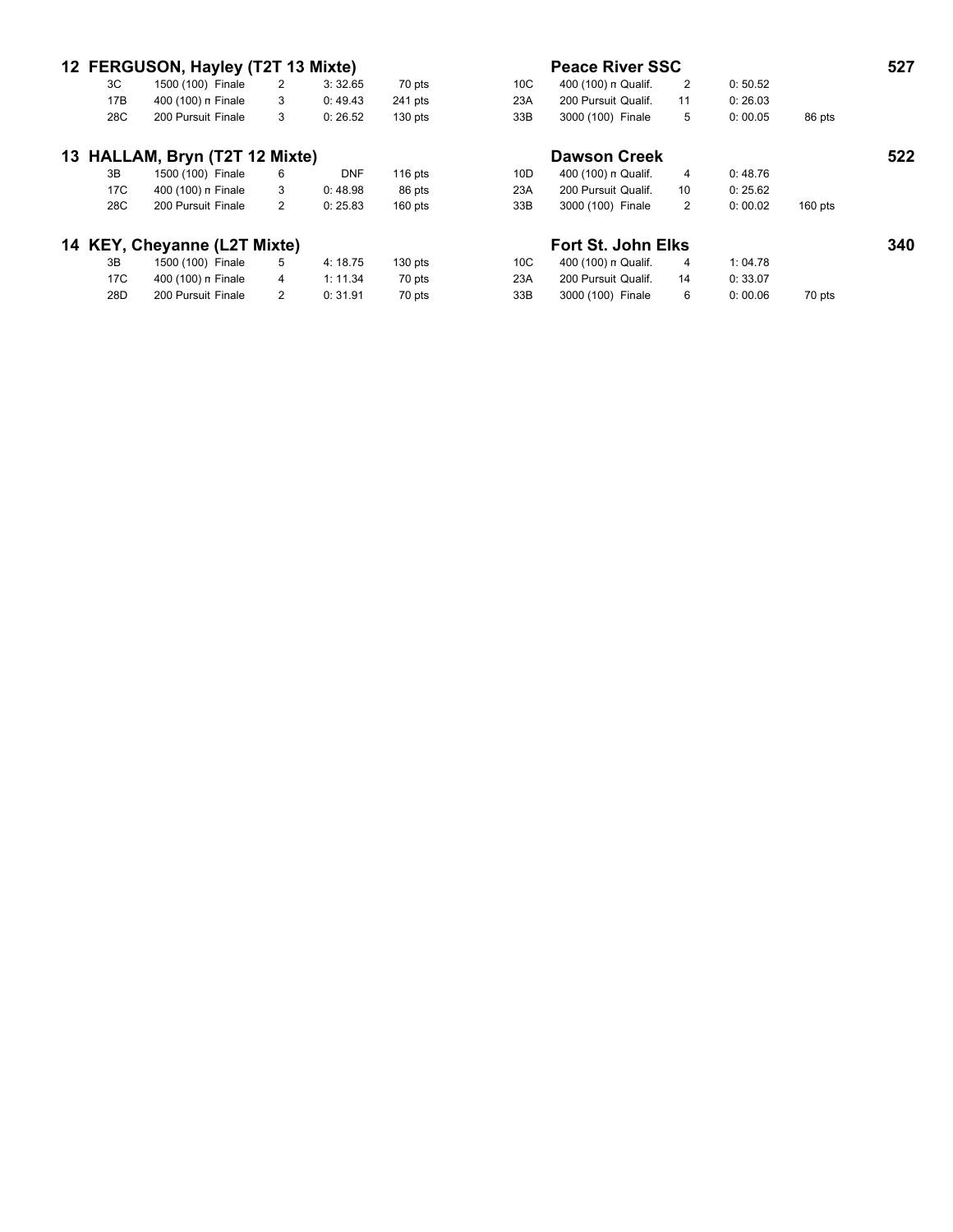## 12 FERGUSON, Hayley (T2T 13 Mixte) — Peace River SSC — 527

| | | | | | | | | | |
|---|---|---|---|---|---|---|---|---|---|
| 3C | 1500 (100) Finale | 2 | 3: 32.65 | 70 pts | 10C | 400 (100) п Qualif. | 2 | 0: 50.52 | |
| 17B | 400 (100) п Finale | 3 | 0: 49.43 | 241 pts | 23A | 200 Pursuit Qualif. | 11 | 0: 26.03 | |
| 28C | 200 Pursuit Finale | 3 | 0: 26.52 | 130 pts | 33B | 3000 (100) Finale | 5 | 0: 00.05 | 86 pts |

## 13 HALLAM, Bryn (T2T 12 Mixte) — Dawson Creek — 522

| | | | | | | | | | |
|---|---|---|---|---|---|---|---|---|---|
| 3B | 1500 (100) Finale | 6 | DNF | 116 pts | 10D | 400 (100) п Qualif. | 4 | 0: 48.76 | |
| 17C | 400 (100) п Finale | 3 | 0: 48.98 | 86 pts | 23A | 200 Pursuit Qualif. | 10 | 0: 25.62 | |
| 28C | 200 Pursuit Finale | 2 | 0: 25.83 | 160 pts | 33B | 3000 (100) Finale | 2 | 0: 00.02 | 160 pts |

## 14 KEY, Cheyanne (L2T Mixte) — Fort St. John Elks — 340

| | | | | | | | | | |
|---|---|---|---|---|---|---|---|---|---|
| 3B | 1500 (100) Finale | 5 | 4: 18.75 | 130 pts | 10C | 400 (100) п Qualif. | 4 | 1: 04.78 | |
| 17C | 400 (100) п Finale | 4 | 1: 11.34 | 70 pts | 23A | 200 Pursuit Qualif. | 14 | 0: 33.07 | |
| 28D | 200 Pursuit Finale | 2 | 0: 31.91 | 70 pts | 33B | 3000 (100) Finale | 6 | 0: 00.06 | 70 pts |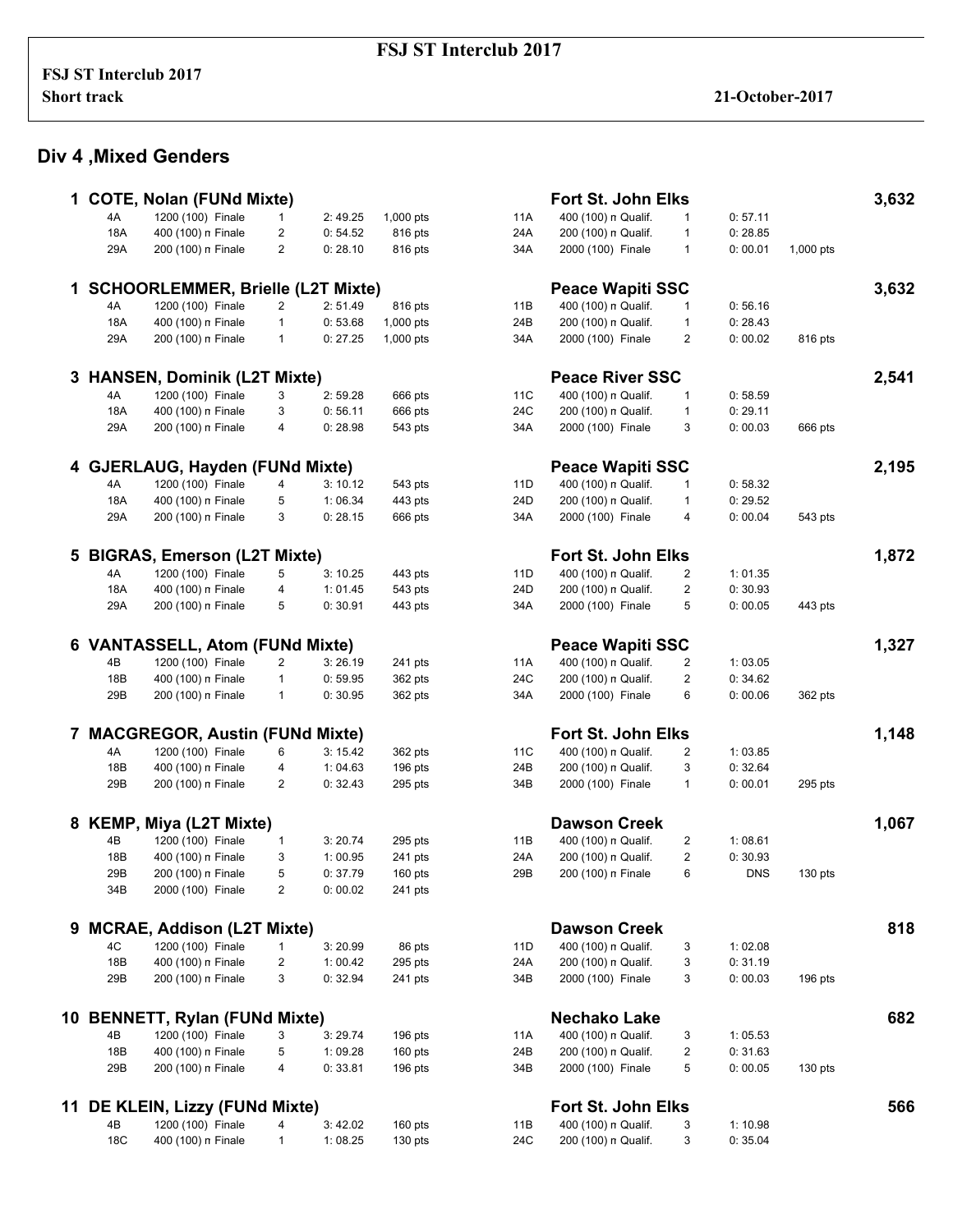FSJ ST Interclub 2017

**FSJ ST Interclub 2017**
**Short track** 21-October-2017

## Div 4 ,Mixed Genders

### 1 COTE, Nolan (FUNd Mixte) — Fort St. John Elks — 3,632

| Race | Distance | Rank | Time | Points | Race | Distance | Rank | Time | Points |
|---|---|---|---|---|---|---|---|---|---|
| 4A | 1200 (100) Finale | 1 | 2: 49.25 | 1,000 pts | 11A | 400 (100) п Qualif. | 1 | 0: 57.11 | |
| 18A | 400 (100) п Finale | 2 | 0: 54.52 | 816 pts | 24A | 200 (100) п Qualif. | 1 | 0: 28.85 | |
| 29A | 200 (100) п Finale | 2 | 0: 28.10 | 816 pts | 34A | 2000 (100) Finale | 1 | 0: 00.01 | 1,000 pts |

### 1 SCHOORLEMMER, Brielle (L2T Mixte) — Peace Wapiti SSC — 3,632

| Race | Distance | Rank | Time | Points | Race | Distance | Rank | Time | Points |
|---|---|---|---|---|---|---|---|---|---|
| 4A | 1200 (100) Finale | 2 | 2: 51.49 | 816 pts | 11B | 400 (100) п Qualif. | 1 | 0: 56.16 | |
| 18A | 400 (100) п Finale | 1 | 0: 53.68 | 1,000 pts | 24B | 200 (100) п Qualif. | 1 | 0: 28.43 | |
| 29A | 200 (100) п Finale | 1 | 0: 27.25 | 1,000 pts | 34A | 2000 (100) Finale | 2 | 0: 00.02 | 816 pts |

### 3 HANSEN, Dominik (L2T Mixte) — Peace River SSC — 2,541

| Race | Distance | Rank | Time | Points | Race | Distance | Rank | Time | Points |
|---|---|---|---|---|---|---|---|---|---|
| 4A | 1200 (100) Finale | 3 | 2: 59.28 | 666 pts | 11C | 400 (100) п Qualif. | 1 | 0: 58.59 | |
| 18A | 400 (100) п Finale | 3 | 0: 56.11 | 666 pts | 24C | 200 (100) п Qualif. | 1 | 0: 29.11 | |
| 29A | 200 (100) п Finale | 4 | 0: 28.98 | 543 pts | 34A | 2000 (100) Finale | 3 | 0: 00.03 | 666 pts |

### 4 GJERLAUG, Hayden (FUNd Mixte) — Peace Wapiti SSC — 2,195

| Race | Distance | Rank | Time | Points | Race | Distance | Rank | Time | Points |
|---|---|---|---|---|---|---|---|---|---|
| 4A | 1200 (100) Finale | 4 | 3: 10.12 | 543 pts | 11D | 400 (100) п Qualif. | 1 | 0: 58.32 | |
| 18A | 400 (100) п Finale | 5 | 1: 06.34 | 443 pts | 24D | 200 (100) п Qualif. | 1 | 0: 29.52 | |
| 29A | 200 (100) п Finale | 3 | 0: 28.15 | 666 pts | 34A | 2000 (100) Finale | 4 | 0: 00.04 | 543 pts |

### 5 BIGRAS, Emerson (L2T Mixte) — Fort St. John Elks — 1,872

| Race | Distance | Rank | Time | Points | Race | Distance | Rank | Time | Points |
|---|---|---|---|---|---|---|---|---|---|
| 4A | 1200 (100) Finale | 5 | 3: 10.25 | 443 pts | 11D | 400 (100) п Qualif. | 2 | 1: 01.35 | |
| 18A | 400 (100) п Finale | 4 | 1: 01.45 | 543 pts | 24D | 200 (100) п Qualif. | 2 | 0: 30.93 | |
| 29A | 200 (100) п Finale | 5 | 0: 30.91 | 443 pts | 34A | 2000 (100) Finale | 5 | 0: 00.05 | 443 pts |

### 6 VANTASSELL, Atom (FUNd Mixte) — Peace Wapiti SSC — 1,327

| Race | Distance | Rank | Time | Points | Race | Distance | Rank | Time | Points |
|---|---|---|---|---|---|---|---|---|---|
| 4B | 1200 (100) Finale | 2 | 3: 26.19 | 241 pts | 11A | 400 (100) п Qualif. | 2 | 1: 03.05 | |
| 18B | 400 (100) п Finale | 1 | 0: 59.95 | 362 pts | 24C | 200 (100) п Qualif. | 2 | 0: 34.62 | |
| 29B | 200 (100) п Finale | 1 | 0: 30.95 | 362 pts | 34A | 2000 (100) Finale | 6 | 0: 00.06 | 362 pts |

### 7 MACGREGOR, Austin (FUNd Mixte) — Fort St. John Elks — 1,148

| Race | Distance | Rank | Time | Points | Race | Distance | Rank | Time | Points |
|---|---|---|---|---|---|---|---|---|---|
| 4A | 1200 (100) Finale | 6 | 3: 15.42 | 362 pts | 11C | 400 (100) п Qualif. | 2 | 1: 03.85 | |
| 18B | 400 (100) п Finale | 4 | 1: 04.63 | 196 pts | 24B | 200 (100) п Qualif. | 3 | 0: 32.64 | |
| 29B | 200 (100) п Finale | 2 | 0: 32.43 | 295 pts | 34B | 2000 (100) Finale | 1 | 0: 00.01 | 295 pts |

### 8 KEMP, Miya (L2T Mixte) — Dawson Creek — 1,067

| Race | Distance | Rank | Time | Points | Race | Distance | Rank | Time | Points |
|---|---|---|---|---|---|---|---|---|---|
| 4B | 1200 (100) Finale | 1 | 3: 20.74 | 295 pts | 11B | 400 (100) п Qualif. | 2 | 1: 08.61 | |
| 18B | 400 (100) п Finale | 3 | 1: 00.95 | 241 pts | 24A | 200 (100) п Qualif. | 2 | 0: 30.93 | |
| 29B | 200 (100) п Finale | 5 | 0: 37.79 | 160 pts | 29B | 200 (100) п Finale | 6 | DNS | 130 pts |
| 34B | 2000 (100) Finale | 2 | 0: 00.02 | 241 pts | | | | | |

### 9 MCRAE, Addison (L2T Mixte) — Dawson Creek — 818

| Race | Distance | Rank | Time | Points | Race | Distance | Rank | Time | Points |
|---|---|---|---|---|---|---|---|---|---|
| 4C | 1200 (100) Finale | 1 | 3: 20.99 | 86 pts | 11D | 400 (100) п Qualif. | 3 | 1: 02.08 | |
| 18B | 400 (100) п Finale | 2 | 1: 00.42 | 295 pts | 24A | 200 (100) п Qualif. | 3 | 0: 31.19 | |
| 29B | 200 (100) п Finale | 3 | 0: 32.94 | 241 pts | 34B | 2000 (100) Finale | 3 | 0: 00.03 | 196 pts |

### 10 BENNETT, Rylan (FUNd Mixte) — Nechako Lake — 682

| Race | Distance | Rank | Time | Points | Race | Distance | Rank | Time | Points |
|---|---|---|---|---|---|---|---|---|---|
| 4B | 1200 (100) Finale | 3 | 3: 29.74 | 196 pts | 11A | 400 (100) п Qualif. | 3 | 1: 05.53 | |
| 18B | 400 (100) п Finale | 5 | 1: 09.28 | 160 pts | 24B | 200 (100) п Qualif. | 2 | 0: 31.63 | |
| 29B | 200 (100) п Finale | 4 | 0: 33.81 | 196 pts | 34B | 2000 (100) Finale | 5 | 0: 00.05 | 130 pts |

### 11 DE KLEIN, Lizzy (FUNd Mixte) — Fort St. John Elks — 566

| Race | Distance | Rank | Time | Points | Race | Distance | Rank | Time | Points |
|---|---|---|---|---|---|---|---|---|---|
| 4B | 1200 (100) Finale | 4 | 3: 42.02 | 160 pts | 11B | 400 (100) п Qualif. | 3 | 1: 10.98 | |
| 18C | 400 (100) п Finale | 1 | 1: 08.25 | 130 pts | 24C | 200 (100) п Qualif. | 3 | 0: 35.04 | |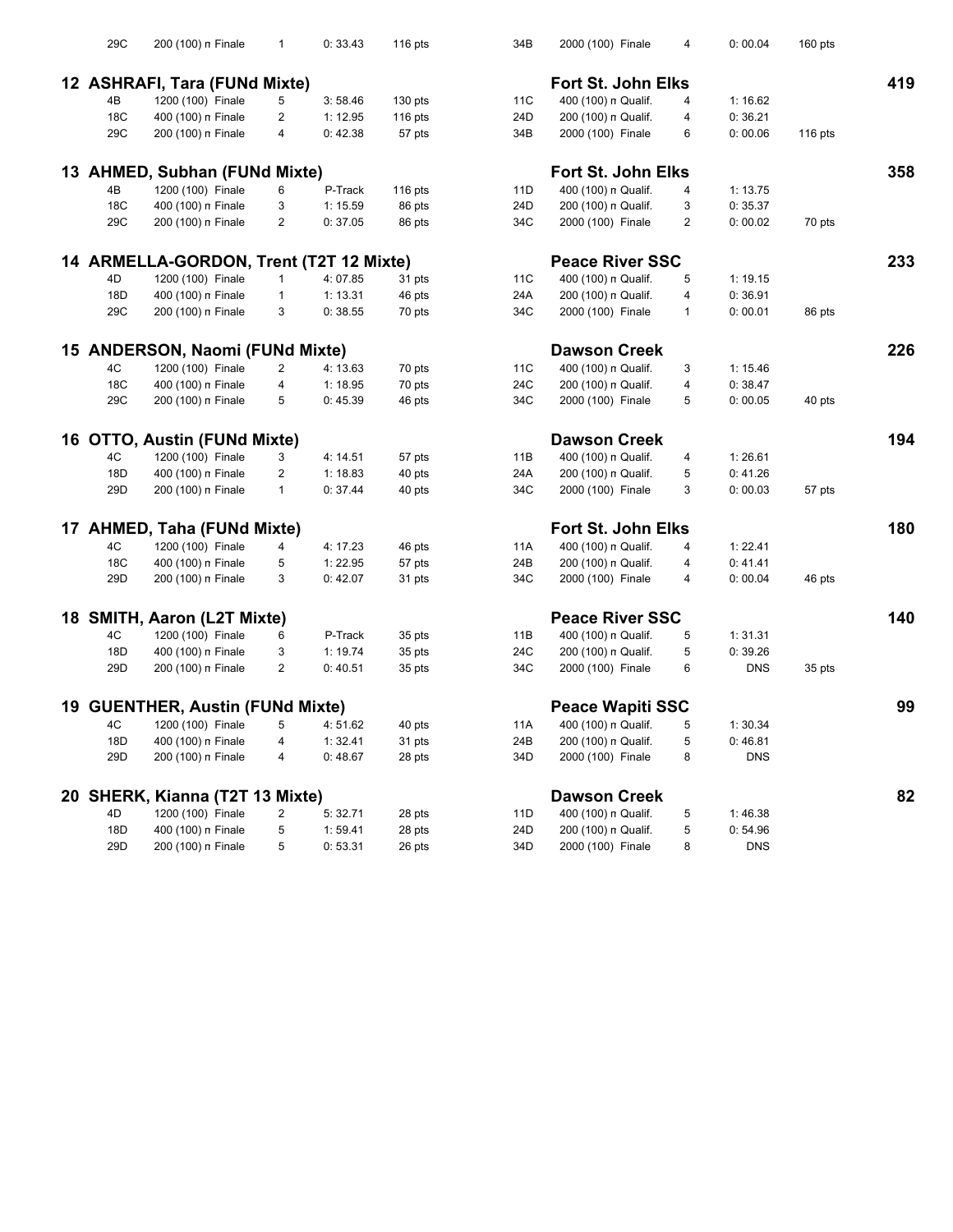| | | | | | | | | | |
|---|---|---|---|---|---|---|---|---|---|
| 29C | 200 (100) п Finale | 1 | 0: 33.43 | 116 pts | 34B | 2000 (100) Finale | 4 | 0: 00.04 | 160 pts |

## 12 ASHRAFI, Tara (FUNd Mixte) — Fort St. John Elks — 419

| | | | | | | | | | |
|---|---|---|---|---|---|---|---|---|---|
| 4B | 1200 (100) Finale | 5 | 3: 58.46 | 130 pts | 11C | 400 (100) п Qualif. | 4 | 1: 16.62 | |
| 18C | 400 (100) п Finale | 2 | 1: 12.95 | 116 pts | 24D | 200 (100) п Qualif. | 4 | 0: 36.21 | |
| 29C | 200 (100) п Finale | 4 | 0: 42.38 | 57 pts | 34B | 2000 (100) Finale | 6 | 0: 00.06 | 116 pts |

## 13 AHMED, Subhan (FUNd Mixte) — Fort St. John Elks — 358

| | | | | | | | | | |
|---|---|---|---|---|---|---|---|---|---|
| 4B | 1200 (100) Finale | 6 | P-Track | 116 pts | 11D | 400 (100) п Qualif. | 4 | 1: 13.75 | |
| 18C | 400 (100) п Finale | 3 | 1: 15.59 | 86 pts | 24D | 200 (100) п Qualif. | 3 | 0: 35.37 | |
| 29C | 200 (100) п Finale | 2 | 0: 37.05 | 86 pts | 34C | 2000 (100) Finale | 2 | 0: 00.02 | 70 pts |

## 14 ARMELLA-GORDON, Trent (T2T 12 Mixte) — Peace River SSC — 233

| | | | | | | | | | |
|---|---|---|---|---|---|---|---|---|---|
| 4D | 1200 (100) Finale | 1 | 4: 07.85 | 31 pts | 11C | 400 (100) п Qualif. | 5 | 1: 19.15 | |
| 18D | 400 (100) п Finale | 1 | 1: 13.31 | 46 pts | 24A | 200 (100) п Qualif. | 4 | 0: 36.91 | |
| 29C | 200 (100) п Finale | 3 | 0: 38.55 | 70 pts | 34C | 2000 (100) Finale | 1 | 0: 00.01 | 86 pts |

## 15 ANDERSON, Naomi (FUNd Mixte) — Dawson Creek — 226

| | | | | | | | | | |
|---|---|---|---|---|---|---|---|---|---|
| 4C | 1200 (100) Finale | 2 | 4: 13.63 | 70 pts | 11C | 400 (100) п Qualif. | 3 | 1: 15.46 | |
| 18C | 400 (100) п Finale | 4 | 1: 18.95 | 70 pts | 24C | 200 (100) п Qualif. | 4 | 0: 38.47 | |
| 29C | 200 (100) п Finale | 5 | 0: 45.39 | 46 pts | 34C | 2000 (100) Finale | 5 | 0: 00.05 | 40 pts |

## 16 OTTO, Austin (FUNd Mixte) — Dawson Creek — 194

| | | | | | | | | | |
|---|---|---|---|---|---|---|---|---|---|
| 4C | 1200 (100) Finale | 3 | 4: 14.51 | 57 pts | 11B | 400 (100) п Qualif. | 4 | 1: 26.61 | |
| 18D | 400 (100) п Finale | 2 | 1: 18.83 | 40 pts | 24A | 200 (100) п Qualif. | 5 | 0: 41.26 | |
| 29D | 200 (100) п Finale | 1 | 0: 37.44 | 40 pts | 34C | 2000 (100) Finale | 3 | 0: 00.03 | 57 pts |

## 17 AHMED, Taha (FUNd Mixte) — Fort St. John Elks — 180

| | | | | | | | | | |
|---|---|---|---|---|---|---|---|---|---|
| 4C | 1200 (100) Finale | 4 | 4: 17.23 | 46 pts | 11A | 400 (100) п Qualif. | 4 | 1: 22.41 | |
| 18C | 400 (100) п Finale | 5 | 1: 22.95 | 57 pts | 24B | 200 (100) п Qualif. | 4 | 0: 41.41 | |
| 29D | 200 (100) п Finale | 3 | 0: 42.07 | 31 pts | 34C | 2000 (100) Finale | 4 | 0: 00.04 | 46 pts |

## 18 SMITH, Aaron (L2T Mixte) — Peace River SSC — 140

| | | | | | | | | | |
|---|---|---|---|---|---|---|---|---|---|
| 4C | 1200 (100) Finale | 6 | P-Track | 35 pts | 11B | 400 (100) п Qualif. | 5 | 1: 31.31 | |
| 18D | 400 (100) п Finale | 3 | 1: 19.74 | 35 pts | 24C | 200 (100) п Qualif. | 5 | 0: 39.26 | |
| 29D | 200 (100) п Finale | 2 | 0: 40.51 | 35 pts | 34C | 2000 (100) Finale | 6 | DNS | 35 pts |

## 19 GUENTHER, Austin (FUNd Mixte) — Peace Wapiti SSC — 99

| | | | | | | | | | |
|---|---|---|---|---|---|---|---|---|---|
| 4C | 1200 (100) Finale | 5 | 4: 51.62 | 40 pts | 11A | 400 (100) п Qualif. | 5 | 1: 30.34 | |
| 18D | 400 (100) п Finale | 4 | 1: 32.41 | 31 pts | 24B | 200 (100) п Qualif. | 5 | 0: 46.81 | |
| 29D | 200 (100) п Finale | 4 | 0: 48.67 | 28 pts | 34D | 2000 (100) Finale | 8 | DNS | |

## 20 SHERK, Kianna (T2T 13 Mixte) — Dawson Creek — 82

| | | | | | | | | | |
|---|---|---|---|---|---|---|---|---|---|
| 4D | 1200 (100) Finale | 2 | 5: 32.71 | 28 pts | 11D | 400 (100) п Qualif. | 5 | 1: 46.38 | |
| 18D | 400 (100) п Finale | 5 | 1: 59.41 | 28 pts | 24D | 200 (100) п Qualif. | 5 | 0: 54.96 | |
| 29D | 200 (100) п Finale | 5 | 0: 53.31 | 26 pts | 34D | 2000 (100) Finale | 8 | DNS | |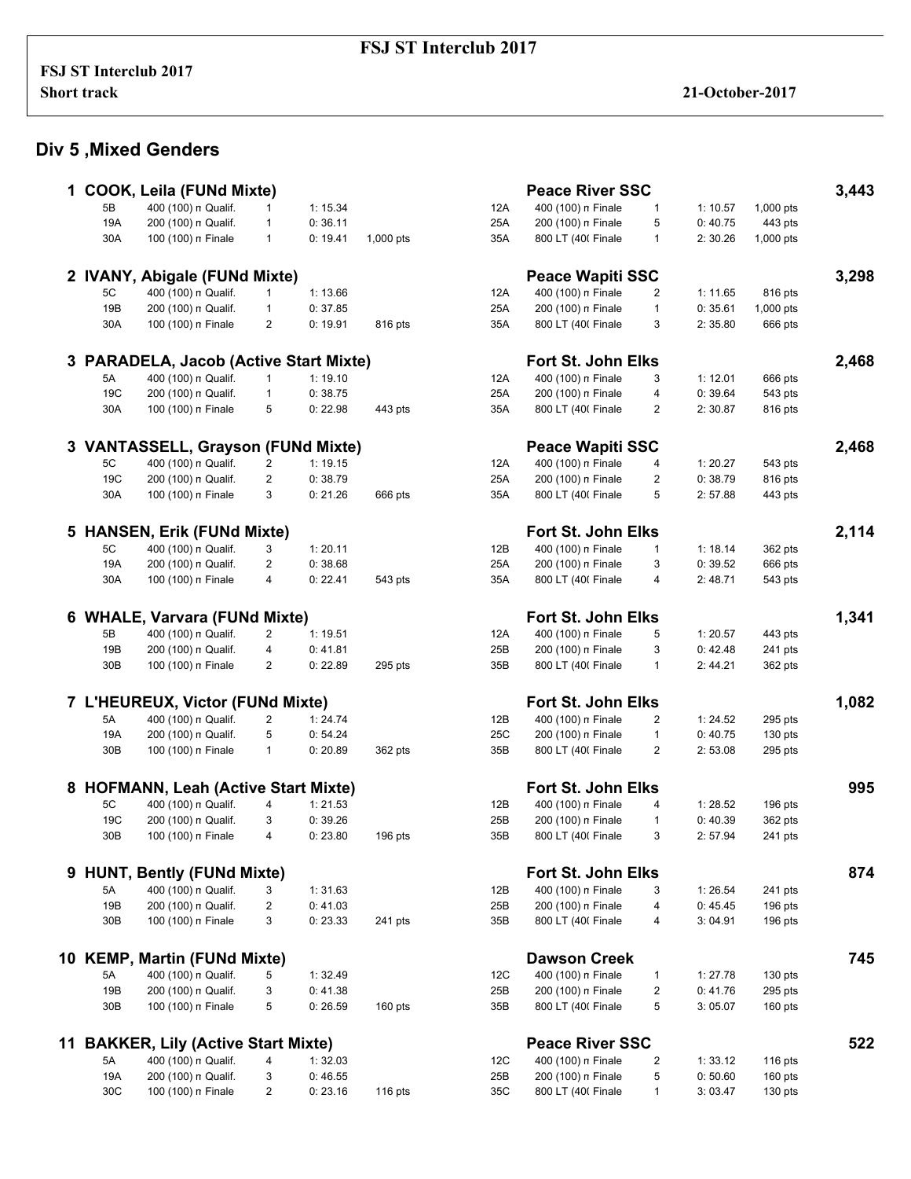**FSJ ST Interclub 2017**

**FSJ ST Interclub 2017**
**Short track**

**21-October-2017**

## Div 5 ,Mixed Genders

### 1 COOK, Leila (FUNd Mixte) — Peace River SSC — 3,443

| Race | Event | Rank | Time | Points | Race | Event | Rank | Time | Points |
|---|---|---|---|---|---|---|---|---|---|
| 5B | 400 (100) n Qualif. | 1 | 1: 15.34 | | 12A | 400 (100) n Finale | 1 | 1: 10.57 | 1,000 pts |
| 19A | 200 (100) n Qualif. | 1 | 0: 36.11 | | 25A | 200 (100) n Finale | 5 | 0: 40.75 | 443 pts |
| 30A | 100 (100) n Finale | 1 | 0: 19.41 | 1,000 pts | 35A | 800 LT (40( Finale | 1 | 2: 30.26 | 1,000 pts |

### 2 IVANY, Abigale (FUNd Mixte) — Peace Wapiti SSC — 3,298

| Race | Event | Rank | Time | Points | Race | Event | Rank | Time | Points |
|---|---|---|---|---|---|---|---|---|---|
| 5C | 400 (100) n Qualif. | 1 | 1: 13.66 | | 12A | 400 (100) n Finale | 2 | 1: 11.65 | 816 pts |
| 19B | 200 (100) n Qualif. | 1 | 0: 37.85 | | 25A | 200 (100) n Finale | 1 | 0: 35.61 | 1,000 pts |
| 30A | 100 (100) n Finale | 2 | 0: 19.91 | 816 pts | 35A | 800 LT (40( Finale | 3 | 2: 35.80 | 666 pts |

### 3 PARADELA, Jacob (Active Start Mixte) — Fort St. John Elks — 2,468

| Race | Event | Rank | Time | Points | Race | Event | Rank | Time | Points |
|---|---|---|---|---|---|---|---|---|---|
| 5A | 400 (100) n Qualif. | 1 | 1: 19.10 | | 12A | 400 (100) n Finale | 3 | 1: 12.01 | 666 pts |
| 19C | 200 (100) n Qualif. | 1 | 0: 38.75 | | 25A | 200 (100) n Finale | 4 | 0: 39.64 | 543 pts |
| 30A | 100 (100) n Finale | 5 | 0: 22.98 | 443 pts | 35A | 800 LT (40( Finale | 2 | 2: 30.87 | 816 pts |

### 3 VANTASSELL, Grayson (FUNd Mixte) — Peace Wapiti SSC — 2,468

| Race | Event | Rank | Time | Points | Race | Event | Rank | Time | Points |
|---|---|---|---|---|---|---|---|---|---|
| 5C | 400 (100) n Qualif. | 2 | 1: 19.15 | | 12A | 400 (100) n Finale | 4 | 1: 20.27 | 543 pts |
| 19C | 200 (100) n Qualif. | 2 | 0: 38.79 | | 25A | 200 (100) n Finale | 2 | 0: 38.79 | 816 pts |
| 30A | 100 (100) n Finale | 3 | 0: 21.26 | 666 pts | 35A | 800 LT (40( Finale | 5 | 2: 57.88 | 443 pts |

### 5 HANSEN, Erik (FUNd Mixte) — Fort St. John Elks — 2,114

| Race | Event | Rank | Time | Points | Race | Event | Rank | Time | Points |
|---|---|---|---|---|---|---|---|---|---|
| 5C | 400 (100) n Qualif. | 3 | 1: 20.11 | | 12B | 400 (100) n Finale | 1 | 1: 18.14 | 362 pts |
| 19A | 200 (100) n Qualif. | 2 | 0: 38.68 | | 25A | 200 (100) n Finale | 3 | 0: 39.52 | 666 pts |
| 30A | 100 (100) n Finale | 4 | 0: 22.41 | 543 pts | 35A | 800 LT (40( Finale | 4 | 2: 48.71 | 543 pts |

### 6 WHALE, Varvara (FUNd Mixte) — Fort St. John Elks — 1,341

| Race | Event | Rank | Time | Points | Race | Event | Rank | Time | Points |
|---|---|---|---|---|---|---|---|---|---|
| 5B | 400 (100) n Qualif. | 2 | 1: 19.51 | | 12A | 400 (100) n Finale | 5 | 1: 20.57 | 443 pts |
| 19B | 200 (100) n Qualif. | 4 | 0: 41.81 | | 25B | 200 (100) n Finale | 3 | 0: 42.48 | 241 pts |
| 30B | 100 (100) n Finale | 2 | 0: 22.89 | 295 pts | 35B | 800 LT (40( Finale | 1 | 2: 44.21 | 362 pts |

### 7 L'HEUREUX, Victor (FUNd Mixte) — Fort St. John Elks — 1,082

| Race | Event | Rank | Time | Points | Race | Event | Rank | Time | Points |
|---|---|---|---|---|---|---|---|---|---|
| 5A | 400 (100) n Qualif. | 2 | 1: 24.74 | | 12B | 400 (100) n Finale | 2 | 1: 24.52 | 295 pts |
| 19A | 200 (100) n Qualif. | 5 | 0: 54.24 | | 25C | 200 (100) n Finale | 1 | 0: 40.75 | 130 pts |
| 30B | 100 (100) n Finale | 1 | 0: 20.89 | 362 pts | 35B | 800 LT (40( Finale | 2 | 2: 53.08 | 295 pts |

### 8 HOFMANN, Leah (Active Start Mixte) — Fort St. John Elks — 995

| Race | Event | Rank | Time | Points | Race | Event | Rank | Time | Points |
|---|---|---|---|---|---|---|---|---|---|
| 5C | 400 (100) n Qualif. | 4 | 1: 21.53 | | 12B | 400 (100) n Finale | 4 | 1: 28.52 | 196 pts |
| 19C | 200 (100) n Qualif. | 3 | 0: 39.26 | | 25B | 200 (100) n Finale | 1 | 0: 40.39 | 362 pts |
| 30B | 100 (100) n Finale | 4 | 0: 23.80 | 196 pts | 35B | 800 LT (40( Finale | 3 | 2: 57.94 | 241 pts |

### 9 HUNT, Bently (FUNd Mixte) — Fort St. John Elks — 874

| Race | Event | Rank | Time | Points | Race | Event | Rank | Time | Points |
|---|---|---|---|---|---|---|---|---|---|
| 5A | 400 (100) n Qualif. | 3 | 1: 31.63 | | 12B | 400 (100) n Finale | 3 | 1: 26.54 | 241 pts |
| 19B | 200 (100) n Qualif. | 2 | 0: 41.03 | | 25B | 200 (100) n Finale | 4 | 0: 45.45 | 196 pts |
| 30B | 100 (100) n Finale | 3 | 0: 23.33 | 241 pts | 35B | 800 LT (40( Finale | 4 | 3: 04.91 | 196 pts |

### 10 KEMP, Martin (FUNd Mixte) — Dawson Creek — 745

| Race | Event | Rank | Time | Points | Race | Event | Rank | Time | Points |
|---|---|---|---|---|---|---|---|---|---|
| 5A | 400 (100) n Qualif. | 5 | 1: 32.49 | | 12C | 400 (100) n Finale | 1 | 1: 27.78 | 130 pts |
| 19B | 200 (100) n Qualif. | 3 | 0: 41.38 | | 25B | 200 (100) n Finale | 2 | 0: 41.76 | 295 pts |
| 30B | 100 (100) n Finale | 5 | 0: 26.59 | 160 pts | 35B | 800 LT (40( Finale | 5 | 3: 05.07 | 160 pts |

### 11 BAKKER, Lily (Active Start Mixte) — Peace River SSC — 522

| Race | Event | Rank | Time | Points | Race | Event | Rank | Time | Points |
|---|---|---|---|---|---|---|---|---|---|
| 5A | 400 (100) n Qualif. | 4 | 1: 32.03 | | 12C | 400 (100) n Finale | 2 | 1: 33.12 | 116 pts |
| 19A | 200 (100) n Qualif. | 3 | 0: 46.55 | | 25B | 200 (100) n Finale | 5 | 0: 50.60 | 160 pts |
| 30C | 100 (100) n Finale | 2 | 0: 23.16 | 116 pts | 35C | 800 LT (40( Finale | 1 | 3: 03.47 | 130 pts |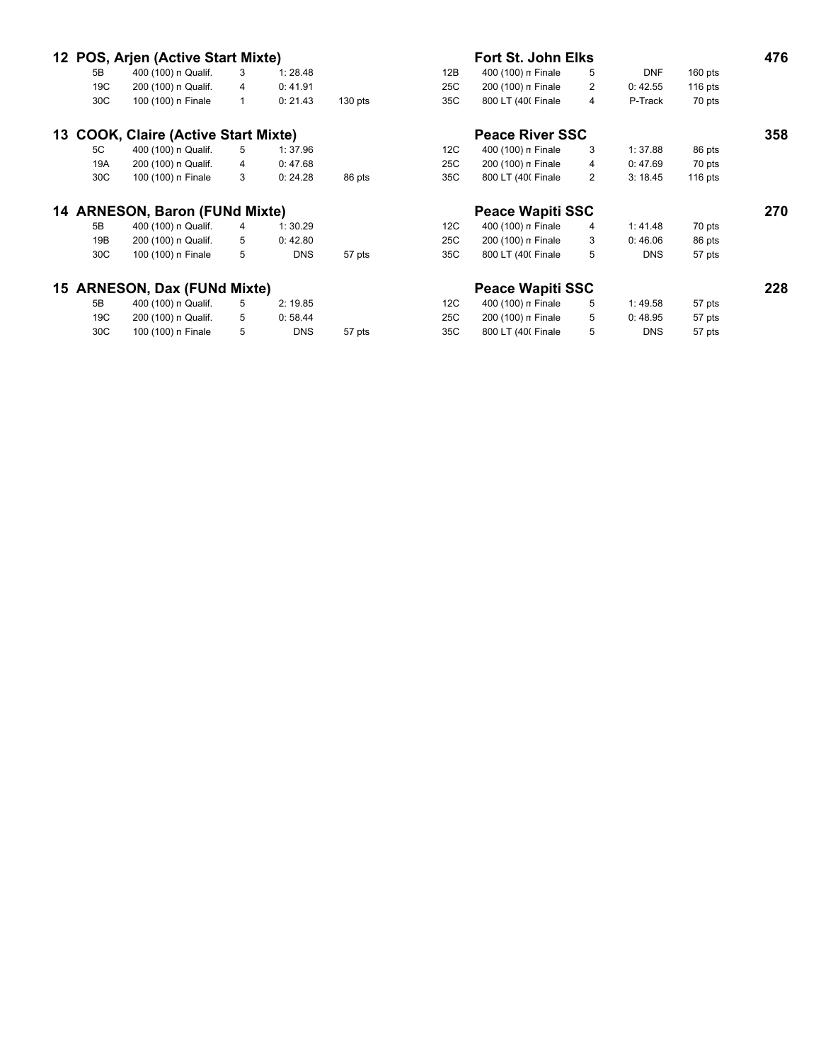## 12 POS, Arjen (Active Start Mixte) — Fort St. John Elks — 476

| Event | Distance | Round | Place | Time | Points | Event | Distance | Round | Place | Time | Points |
|---|---|---|---|---|---|---|---|---|---|---|---|
| 5B | 400 (100) n | Qualif. | 3 | 1: 28.48 | | 12B | 400 (100) n | Finale | 5 | DNF | 160 pts |
| 19C | 200 (100) n | Qualif. | 4 | 0: 41.91 | | 25C | 200 (100) n | Finale | 2 | 0: 42.55 | 116 pts |
| 30C | 100 (100) n | Finale | 1 | 0: 21.43 | 130 pts | 35C | 800 LT (40( | Finale | 4 | P-Track | 70 pts |

## 13 COOK, Claire (Active Start Mixte) — Peace River SSC — 358

| Event | Distance | Round | Place | Time | Points | Event | Distance | Round | Place | Time | Points |
|---|---|---|---|---|---|---|---|---|---|---|---|
| 5C | 400 (100) n | Qualif. | 5 | 1: 37.96 | | 12C | 400 (100) n | Finale | 3 | 1: 37.88 | 86 pts |
| 19A | 200 (100) n | Qualif. | 4 | 0: 47.68 | | 25C | 200 (100) n | Finale | 4 | 0: 47.69 | 70 pts |
| 30C | 100 (100) n | Finale | 3 | 0: 24.28 | 86 pts | 35C | 800 LT (40( | Finale | 2 | 3: 18.45 | 116 pts |

## 14 ARNESON, Baron (FUNd Mixte) — Peace Wapiti SSC — 270

| Event | Distance | Round | Place | Time | Points | Event | Distance | Round | Place | Time | Points |
|---|---|---|---|---|---|---|---|---|---|---|---|
| 5B | 400 (100) n | Qualif. | 4 | 1: 30.29 | | 12C | 400 (100) n | Finale | 4 | 1: 41.48 | 70 pts |
| 19B | 200 (100) n | Qualif. | 5 | 0: 42.80 | | 25C | 200 (100) n | Finale | 3 | 0: 46.06 | 86 pts |
| 30C | 100 (100) n | Finale | 5 | DNS | 57 pts | 35C | 800 LT (40( | Finale | 5 | DNS | 57 pts |

## 15 ARNESON, Dax (FUNd Mixte) — Peace Wapiti SSC — 228

| Event | Distance | Round | Place | Time | Points | Event | Distance | Round | Place | Time | Points |
|---|---|---|---|---|---|---|---|---|---|---|---|
| 5B | 400 (100) n | Qualif. | 5 | 2: 19.85 | | 12C | 400 (100) n | Finale | 5 | 1: 49.58 | 57 pts |
| 19C | 200 (100) n | Qualif. | 5 | 0: 58.44 | | 25C | 200 (100) n | Finale | 5 | 0: 48.95 | 57 pts |
| 30C | 100 (100) n | Finale | 5 | DNS | 57 pts | 35C | 800 LT (40( | Finale | 5 | DNS | 57 pts |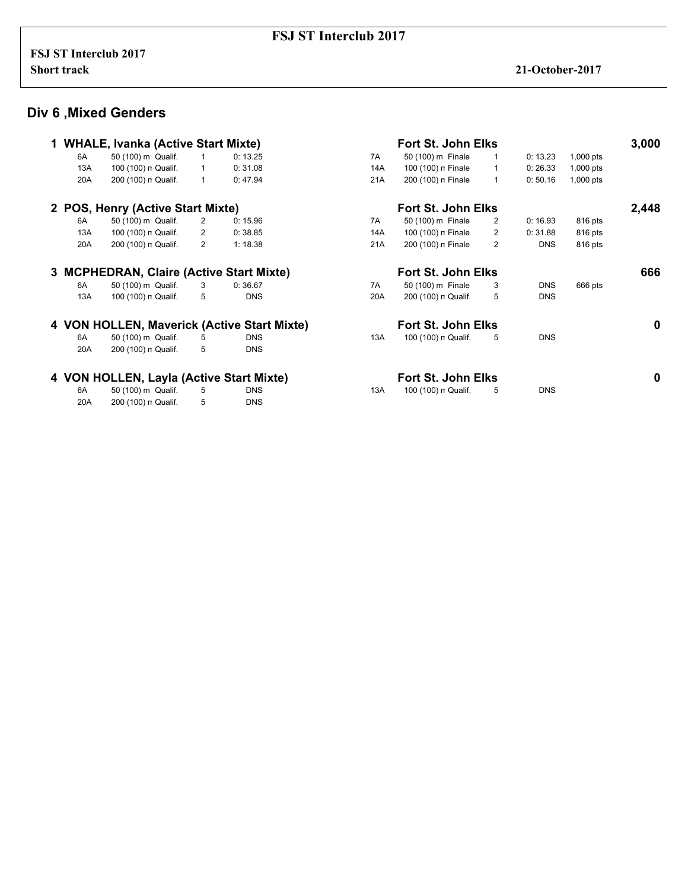# FSJ ST Interclub 2017

**FSJ ST Interclub 2017**
**Short track** — **21-October-2017**

## Div 6 ,Mixed Genders

### 1 WHALE, Ivanka (Active Start Mixte) — Fort St. John Elks — 3,000

| | | | | | | | | | |
|---|---|---|---|---|---|---|---|---|---|
| 6A | 50 (100) m Qualif. | 1 | 0: 13.25 | 7A | 50 (100) m Finale | 1 | 0: 13.23 | 1,000 pts |
| 13A | 100 (100) n Qualif. | 1 | 0: 31.08 | 14A | 100 (100) n Finale | 1 | 0: 26.33 | 1,000 pts |
| 20A | 200 (100) n Qualif. | 1 | 0: 47.94 | 21A | 200 (100) n Finale | 1 | 0: 50.16 | 1,000 pts |

### 2 POS, Henry (Active Start Mixte) — Fort St. John Elks — 2,448

| | | | | | | | | |
|---|---|---|---|---|---|---|---|---|
| 6A | 50 (100) m Qualif. | 2 | 0: 15.96 | 7A | 50 (100) m Finale | 2 | 0: 16.93 | 816 pts |
| 13A | 100 (100) n Qualif. | 2 | 0: 38.85 | 14A | 100 (100) n Finale | 2 | 0: 31.88 | 816 pts |
| 20A | 200 (100) n Qualif. | 2 | 1: 18.38 | 21A | 200 (100) n Finale | 2 | DNS | 816 pts |

### 3 MCPHEDRAN, Claire (Active Start Mixte) — Fort St. John Elks — 666

| | | | | | | | | |
|---|---|---|---|---|---|---|---|---|
| 6A | 50 (100) m Qualif. | 3 | 0: 36.67 | 7A | 50 (100) m Finale | 3 | DNS | 666 pts |
| 13A | 100 (100) n Qualif. | 5 | DNS | 20A | 200 (100) n Qualif. | 5 | DNS | |

### 4 VON HOLLEN, Maverick (Active Start Mixte) — Fort St. John Elks — 0

| | | | | | | | |
|---|---|---|---|---|---|---|---|
| 6A | 50 (100) m Qualif. | 5 | DNS | 13A | 100 (100) n Qualif. | 5 | DNS |
| 20A | 200 (100) n Qualif. | 5 | DNS | | | | |

### 4 VON HOLLEN, Layla (Active Start Mixte) — Fort St. John Elks — 0

| | | | | | | | |
|---|---|---|---|---|---|---|---|
| 6A | 50 (100) m Qualif. | 5 | DNS | 13A | 100 (100) n Qualif. | 5 | DNS |
| 20A | 200 (100) n Qualif. | 5 | DNS | | | | |